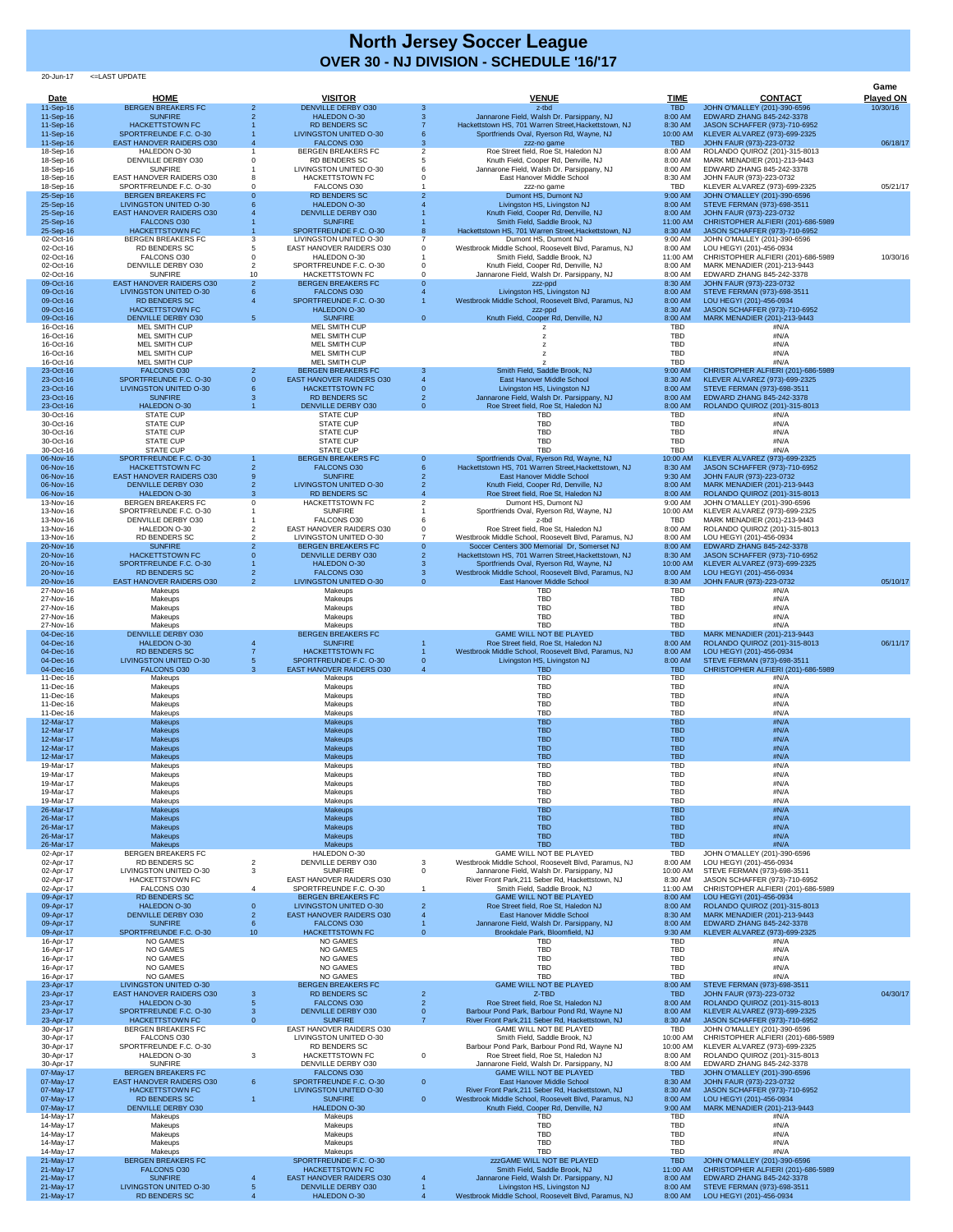# North Jersey Soccer League

## OVER 30 - NJ DIVISION - SCHEDULE '16/'17

20-Jun-17 <=LAST UPDATE

| Date | HOME | | VISITOR | | VENUE | TIME | CONTACT | Game Played ON |
|---|---|---|---|---|---|---|---|---|
| 11-Sep-16 | BERGEN BREAKERS FC | 2 | DENVILLE DERBY O30 | 3 | z-tbd | TBD | JOHN O'MALLEY (201)-390-6596 | 10/30/16 |
| 11-Sep-16 | SUNFIRE | 2 | HALEDON O-30 | 3 | Jannarone Field, Walsh Dr. Parsippany, NJ | 8:00 AM | EDWARD ZHANG 845-242-3378 | |
| 11-Sep-16 | HACKETTSTOWN FC | 1 | RD BENDERS SC | 7 | Hackettstown HS, 701 Warren Street,Hackettstown, NJ | 8:30 AM | JASON SCHAFFER (973)-710-6952 | |
| 11-Sep-16 | SPORTFREUNDE F.C. O-30 | 1 | LIVINGSTON UNITED O-30 | 6 | Sportfriends Oval, Ryerson Rd, Wayne, NJ | 10:00 AM | KLEVER ALVAREZ (973)-699-2325 | |
| 11-Sep-16 | EAST HANOVER RAIDERS O30 | 4 | FALCONS O30 | 3 | zzz-no game | TBD | JOHN FAUR (973)-223-0732 | 06/18/17 |
| 18-Sep-16 | HALEDON O-30 | 1 | BERGEN BREAKERS FC | 2 | Roe Street field, Roe St, Haledon NJ | 8:00 AM | ROLANDO QUIROZ (201)-315-8013 | |
| 18-Sep-16 | DENVILLE DERBY O30 | 0 | RD BENDERS SC | 5 | Knuth Field, Cooper Rd, Denville, NJ | 8:00 AM | MARK MENADIER (201)-213-9443 | |
| 18-Sep-16 | SUNFIRE | 1 | LIVINGSTON UNITED O-30 | 6 | Jannarone Field, Walsh Dr. Parsippany, NJ | 8:00 AM | EDWARD ZHANG 845-242-3378 | |
| 18-Sep-16 | EAST HANOVER RAIDERS O30 | 8 | HACKETTSTOWN FC | 0 | East Hanover Middle School | 8:30 AM | JOHN FAUR (973)-223-0732 | |
| 18-Sep-16 | SPORTFREUNDE F.C. O-30 | 0 | FALCONS O30 | 1 | zzz-no game | TBD | KLEVER ALVAREZ (973)-699-2325 | 05/21/17 |
| 25-Sep-16 | BERGEN BREAKERS FC | 0 | RD BENDERS SC | 2 | Dumont HS, Dumont NJ | 9:00 AM | JOHN O'MALLEY (201)-390-6596 | |
| 25-Sep-16 | LIVINGSTON UNITED O-30 | 6 | HALEDON O-30 | 4 | Livingston HS, Livingston NJ | 8:00 AM | STEVE FERMAN (973)-698-3511 | |
| 25-Sep-16 | EAST HANOVER RAIDERS O30 | 4 | DENVILLE DERBY O30 | 1 | Knuth Field, Cooper Rd, Denville, NJ | 8:00 AM | JOHN FAUR (973)-223-0732 | |
| 25-Sep-16 | FALCONS O30 | 1 | SUNFIRE | 1 | Smith Field, Saddle Brook, NJ | 11:00 AM | CHRISTOPHER ALFIERI (201)-686-5989 | |
| 25-Sep-16 | HACKETTSTOWN FC | 1 | SPORTFREUNDE F.C. O-30 | 8 | Hackettstown HS, 701 Warren Street,Hackettstown, NJ | 8:30 AM | JASON SCHAFFER (973)-710-6952 | |
| 02-Oct-16 | BERGEN BREAKERS FC | 3 | LIVINGSTON UNITED O-30 | 7 | Dumont HS, Dumont NJ | 9:00 AM | JOHN O'MALLEY (201)-390-6596 | |
| 02-Oct-16 | RD BENDERS SC | 5 | EAST HANOVER RAIDERS O30 | 0 | Westbrook Middle School, Roosevelt Blvd, Paramus, NJ | 8:00 AM | LOU HEGYI (201)-456-0934 | |
| 02-Oct-16 | FALCONS O30 | 0 | HALEDON O-30 | 1 | Smith Field, Saddle Brook, NJ | 11:00 AM | CHRISTOPHER ALFIERI (201)-686-5989 | 10/30/16 |
| 02-Oct-16 | DENVILLE DERBY O30 | 2 | SPORTFREUNDE F.C. O-30 | 0 | Knuth Field, Cooper Rd, Denville, NJ | 8:00 AM | MARK MENADIER (201)-213-9443 | |
| 02-Oct-16 | SUNFIRE | 10 | HACKETTSTOWN FC | 0 | Jannarone Field, Walsh Dr. Parsippany, NJ | 8:00 AM | EDWARD ZHANG 845-242-3378 | |
| 09-Oct-16 | EAST HANOVER RAIDERS O30 | 2 | BERGEN BREAKERS FC | 0 | zzz-ppd | 8:30 AM | JOHN FAUR (973)-223-0732 | |
| 09-Oct-16 | LIVINGSTON UNITED O-30 | 6 | FALCONS O30 | 4 | Livingston HS, Livingston NJ | 8:00 AM | STEVE FERMAN (973)-698-3511 | |
| 09-Oct-16 | RD BENDERS SC | 4 | SPORTFREUNDE F.C. O-30 | 1 | Westbrook Middle School, Roosevelt Blvd, Paramus, NJ | 8:00 AM | LOU HEGYI (201)-456-0934 | |
| 09-Oct-16 | HACKETTSTOWN FC | | HALEDON O-30 | | zzz-ppd | 8:30 AM | JASON SCHAFFER (973)-710-6952 | |
| 09-Oct-16 | DENVILLE DERBY O30 | 5 | SUNFIRE | 0 | Knuth Field, Cooper Rd, Denville, NJ | 8:00 AM | MARK MENADIER (201)-213-9443 | |
| 16-Oct-16 | MEL SMITH CUP | | MEL SMITH CUP | | z | TBD | #N/A | |
| 16-Oct-16 | MEL SMITH CUP | | MEL SMITH CUP | | z | TBD | #N/A | |
| 16-Oct-16 | MEL SMITH CUP | | MEL SMITH CUP | | z | TBD | #N/A | |
| 16-Oct-16 | MEL SMITH CUP | | MEL SMITH CUP | | z | TBD | #N/A | |
| 16-Oct-16 | MEL SMITH CUP | | MEL SMITH CUP | | z | TBD | #N/A | |
| 23-Oct-16 | FALCONS O30 | 2 | BERGEN BREAKERS FC | 3 | Smith Field, Saddle Brook, NJ | 9:00 AM | CHRISTOPHER ALFIERI (201)-686-5989 | |
| 23-Oct-16 | SPORTFREUNDE F.C. O-30 | 0 | EAST HANOVER RAIDERS O30 | 4 | East Hanover Middle School | 8:30 AM | KLEVER ALVAREZ (973)-699-2325 | |
| 23-Oct-16 | LIVINGSTON UNITED O-30 | 6 | HACKETTSTOWN FC | 0 | Livingston HS, Livingston NJ | 8:00 AM | STEVE FERMAN (973)-698-3511 | |
| 23-Oct-16 | SUNFIRE | 3 | RD BENDERS SC | 2 | Jannarone Field, Walsh Dr. Parsippany, NJ | 8:00 AM | EDWARD ZHANG 845-242-3378 | |
| 23-Oct-16 | HALEDON O-30 | 1 | DENVILLE DERBY O30 | 0 | Roe Street field, Roe St, Haledon NJ | 8:00 AM | ROLANDO QUIROZ (201)-315-8013 | |
| 30-Oct-16 | STATE CUP | | STATE CUP | | TBD | TBD | #N/A | |
| 30-Oct-16 | STATE CUP | | STATE CUP | | TBD | TBD | #N/A | |
| 30-Oct-16 | STATE CUP | | STATE CUP | | TBD | TBD | #N/A | |
| 30-Oct-16 | STATE CUP | | STATE CUP | | TBD | TBD | #N/A | |
| 30-Oct-16 | STATE CUP | | STATE CUP | | TBD | TBD | #N/A | |
| 06-Nov-16 | SPORTFREUNDE F.C. O-30 | 1 | BERGEN BREAKERS FC | 0 | Sportfriends Oval, Ryerson Rd, Wayne, NJ | 10:00 AM | KLEVER ALVAREZ (973)-699-2325 | |
| 06-Nov-16 | HACKETTSTOWN FC | 2 | FALCONS O30 | 6 | Hackettstown HS, 701 Warren Street,Hackettstown, NJ | 8:30 AM | JASON SCHAFFER (973)-710-6952 | |
| 06-Nov-16 | EAST HANOVER RAIDERS O30 | 9 | SUNFIRE | 2 | East Hanover Middle School | 9:30 AM | JOHN FAUR (973)-223-0732 | |
| 06-Nov-16 | DENVILLE DERBY O30 | 2 | LIVINGSTON UNITED O-30 | 2 | Knuth Field, Cooper Rd, Denville, NJ | 8:00 AM | MARK MENADIER (201)-213-9443 | |
| 06-Nov-16 | HALEDON O-30 | 3 | RD BENDERS SC | 4 | Roe Street field, Roe St, Haledon NJ | 8:00 AM | ROLANDO QUIROZ (201)-315-8013 | |
| 13-Nov-16 | BERGEN BREAKERS FC | 0 | HACKETTSTOWN FC | 2 | Dumont HS, Dumont NJ | 9:00 AM | JOHN O'MALLEY (201)-390-6596 | |
| 13-Nov-16 | SPORTFREUNDE F.C. O-30 | 1 | SUNFIRE | 1 | Sportfriends Oval, Ryerson Rd, Wayne, NJ | 10:00 AM | KLEVER ALVAREZ (973)-699-2325 | |
| 13-Nov-16 | DENVILLE DERBY O30 | 1 | FALCONS O30 | 6 | z-tbd | TBD | MARK MENADIER (201)-213-9443 | |
| 13-Nov-16 | HALEDON O-30 | 2 | EAST HANOVER RAIDERS O30 | 0 | Roe Street field, Roe St, Haledon NJ | 8:00 AM | ROLANDO QUIROZ (201)-315-8013 | |
| 13-Nov-16 | RD BENDERS SC | 2 | LIVINGSTON UNITED O-30 | 7 | Westbrook Middle School, Roosevelt Blvd, Paramus, NJ | 8:00 AM | LOU HEGYI (201)-456-0934 | |
| 20-Nov-16 | SUNFIRE | 2 | BERGEN BREAKERS FC | 0 | Soccer Centers 300 Memorial Dr, Somerset NJ | 8:00 AM | EDWARD ZHANG 845-242-3378 | |
| 20-Nov-16 | HACKETTSTOWN FC | 0 | DENVILLE DERBY O30 | 2 | Hackettstown HS, 701 Warren Street,Hackettstown, NJ | 8:30 AM | JASON SCHAFFER (973)-710-6952 | |
| 20-Nov-16 | SPORTFREUNDE F.C. O-30 | 1 | HALEDON O-30 | 3 | Sportfriends Oval, Ryerson Rd, Wayne, NJ | 10:00 AM | KLEVER ALVAREZ (973)-699-2325 | |
| 20-Nov-16 | RD BENDERS SC | 2 | FALCONS O30 | 3 | Westbrook Middle School, Roosevelt Blvd, Paramus, NJ | 8:00 AM | LOU HEGYI (201)-456-0934 | |
| 20-Nov-16 | EAST HANOVER RAIDERS O30 | 2 | LIVINGSTON UNITED O-30 | 0 | East Hanover Middle School | 8:30 AM | JOHN FAUR (973)-223-0732 | 05/10/17 |
| 27-Nov-16 | Makeups | | Makeups | | TBD | TBD | #N/A | |
| 27-Nov-16 | Makeups | | Makeups | | TBD | TBD | #N/A | |
| 27-Nov-16 | Makeups | | Makeups | | TBD | TBD | #N/A | |
| 27-Nov-16 | Makeups | | Makeups | | TBD | TBD | #N/A | |
| 27-Nov-16 | Makeups | | Makeups | | TBD | TBD | #N/A | |
| 04-Dec-16 | DENVILLE DERBY O30 | | BERGEN BREAKERS FC | | GAME WILL NOT BE PLAYED | TBD | MARK MENADIER (201)-213-9443 | |
| 04-Dec-16 | HALEDON O-30 | 4 | SUNFIRE | 1 | Roe Street field, Roe St, Haledon NJ | 8:00 AM | ROLANDO QUIROZ (201)-315-8013 | 06/11/17 |
| 04-Dec-16 | RD BENDERS SC | 7 | HACKETTSTOWN FC | 1 | Westbrook Middle School, Roosevelt Blvd, Paramus, NJ | 8:00 AM | LOU HEGYI (201)-456-0934 | |
| 04-Dec-16 | LIVINGSTON UNITED O-30 | 5 | SPORTFREUNDE F.C. O-30 | 0 | Livingston HS, Livingston NJ | 8:00 AM | STEVE FERMAN (973)-698-3511 | |
| 04-Dec-16 | FALCONS O30 | 3 | EAST HANOVER RAIDERS O30 | 4 | TBD | TBD | CHRISTOPHER ALFIERI (201)-686-5989 | |
| 11-Dec-16 | Makeups | | Makeups | | TBD | TBD | #N/A | |
| 11-Dec-16 | Makeups | | Makeups | | TBD | TBD | #N/A | |
| 11-Dec-16 | Makeups | | Makeups | | TBD | TBD | #N/A | |
| 11-Dec-16 | Makeups | | Makeups | | TBD | TBD | #N/A | |
| 11-Dec-16 | Makeups | | Makeups | | TBD | TBD | #N/A | |
| 12-Mar-17 | Makeups | | Makeups | | TBD | TBD | #N/A | |
| 12-Mar-17 | Makeups | | Makeups | | TBD | TBD | #N/A | |
| 12-Mar-17 | Makeups | | Makeups | | TBD | TBD | #N/A | |
| 12-Mar-17 | Makeups | | Makeups | | TBD | TBD | #N/A | |
| 12-Mar-17 | Makeups | | Makeups | | TBD | TBD | #N/A | |
| 19-Mar-17 | Makeups | | Makeups | | TBD | TBD | #N/A | |
| 19-Mar-17 | Makeups | | Makeups | | TBD | TBD | #N/A | |
| 19-Mar-17 | Makeups | | Makeups | | TBD | TBD | #N/A | |
| 19-Mar-17 | Makeups | | Makeups | | TBD | TBD | #N/A | |
| 19-Mar-17 | Makeups | | Makeups | | TBD | TBD | #N/A | |
| 26-Mar-17 | Makeups | | Makeups | | TBD | TBD | #N/A | |
| 26-Mar-17 | Makeups | | Makeups | | TBD | TBD | #N/A | |
| 26-Mar-17 | Makeups | | Makeups | | TBD | TBD | #N/A | |
| 26-Mar-17 | Makeups | | Makeups | | TBD | TBD | #N/A | |
| 26-Mar-17 | Makeups | | Makeups | | TBD | TBD | #N/A | |
| 02-Apr-17 | BERGEN BREAKERS FC | | HALEDON O-30 | | GAME WILL NOT BE PLAYED | TBD | JOHN O'MALLEY (201)-390-6596 | |
| 02-Apr-17 | RD BENDERS SC | 2 | DENVILLE DERBY O30 | 3 | Westbrook Middle School, Roosevelt Blvd, Paramus, NJ | 8:00 AM | LOU HEGYI (201)-456-0934 | |
| 02-Apr-17 | LIVINGSTON UNITED O-30 | 3 | SUNFIRE | 0 | Jannarone Field, Walsh Dr. Parsippany, NJ | 10:00 AM | STEVE FERMAN (973)-698-3511 | |
| 02-Apr-17 | HACKETTSTOWN FC | | EAST HANOVER RAIDERS O30 | | River Front Park,211 Seber Rd, Hackettstown, NJ | 8:30 AM | JASON SCHAFFER (973)-710-6952 | |
| 02-Apr-17 | FALCONS O30 | 4 | SPORTFREUNDE F.C. O-30 | 1 | Smith Field, Saddle Brook, NJ | 11:00 AM | CHRISTOPHER ALFIERI (201)-686-5989 | |
| 09-Apr-17 | RD BENDERS SC | | BERGEN BREAKERS FC | | GAME WILL NOT BE PLAYED | 8:00 AM | LOU HEGYI (201)-456-0934 | |
| 09-Apr-17 | HALEDON O-30 | 0 | LIVINGSTON UNITED O-30 | 2 | Roe Street field, Roe St, Haledon NJ | 8:00 AM | ROLANDO QUIROZ (201)-315-8013 | |
| 09-Apr-17 | DENVILLE DERBY O30 | 2 | EAST HANOVER RAIDERS O30 | 4 | East Hanover Middle School | 8:30 AM | MARK MENADIER (201)-213-9443 | |
| 09-Apr-17 | SUNFIRE | 6 | FALCONS O30 | 1 | Jannarone Field, Walsh Dr. Parsippany, NJ | 8:00 AM | EDWARD ZHANG 845-242-3378 | |
| 09-Apr-17 | SPORTFREUNDE F.C. O-30 | 10 | HACKETTSTOWN FC | 0 | Brookdale Park, Bloomfield, NJ | 9:30 AM | KLEVER ALVAREZ (973)-699-2325 | |
| 16-Apr-17 | NO GAMES | | NO GAMES | | TBD | TBD | #N/A | |
| 16-Apr-17 | NO GAMES | | NO GAMES | | TBD | TBD | #N/A | |
| 16-Apr-17 | NO GAMES | | NO GAMES | | TBD | TBD | #N/A | |
| 16-Apr-17 | NO GAMES | | NO GAMES | | TBD | TBD | #N/A | |
| 16-Apr-17 | NO GAMES | | NO GAMES | | TBD | TBD | #N/A | |
| 23-Apr-17 | LIVINGSTON UNITED O-30 | | BERGEN BREAKERS FC | | GAME WILL NOT BE PLAYED | 8:00 AM | STEVE FERMAN (973)-698-3511 | |
| 23-Apr-17 | EAST HANOVER RAIDERS O30 | 3 | RD BENDERS SC | 2 | Z-TBD | TBD | JOHN FAUR (973)-223-0732 | 04/30/17 |
| 23-Apr-17 | HALEDON O-30 | 5 | FALCONS O30 | 2 | Roe Street field, Roe St, Haledon NJ | 8:00 AM | ROLANDO QUIROZ (201)-315-8013 | |
| 23-Apr-17 | SPORTFREUNDE F.C. O-30 | 3 | DENVILLE DERBY O30 | 0 | Barbour Pond Park, Barbour Pond Rd, Wayne NJ | 8:00 AM | KLEVER ALVAREZ (973)-699-2325 | |
| 23-Apr-17 | HACKETTSTOWN FC | 0 | SUNFIRE | 7 | River Front Park,211 Seber Rd, Hackettstown, NJ | 8:30 AM | JASON SCHAFFER (973)-710-6952 | |
| 30-Apr-17 | BERGEN BREAKERS FC | | EAST HANOVER RAIDERS O30 | | GAME WILL NOT BE PLAYED | TBD | JOHN O'MALLEY (201)-390-6596 | |
| 30-Apr-17 | FALCONS O30 | | LIVINGSTON UNITED O-30 | | Smith Field, Saddle Brook, NJ | 10:00 AM | CHRISTOPHER ALFIERI (201)-686-5989 | |
| 30-Apr-17 | SPORTFREUNDE F.C. O-30 | | RD BENDERS SC | | Barbour Pond Park, Barbour Pond Rd, Wayne NJ | 10:00 AM | KLEVER ALVAREZ (973)-699-2325 | |
| 30-Apr-17 | HALEDON O-30 | 3 | HACKETTSTOWN FC | 0 | Roe Street field, Roe St, Haledon NJ | 8:00 AM | ROLANDO QUIROZ (201)-315-8013 | |
| 30-Apr-17 | SUNFIRE | | DENVILLE DERBY O30 | | Jannarone Field, Walsh Dr. Parsippany, NJ | 8:00 AM | EDWARD ZHANG 845-242-3378 | |
| 07-May-17 | BERGEN BREAKERS FC | | FALCONS O30 | | GAME WILL NOT BE PLAYED | TBD | JOHN O'MALLEY (201)-390-6596 | |
| 07-May-17 | EAST HANOVER RAIDERS O30 | 6 | SPORTFREUNDE F.C. O-30 | 0 | East Hanover Middle School | 8:30 AM | JOHN FAUR (973)-223-0732 | |
| 07-May-17 | HACKETTSTOWN FC | | LIVINGSTON UNITED O-30 | | River Front Park,211 Seber Rd, Hackettstown, NJ | 8:30 AM | JASON SCHAFFER (973)-710-6952 | |
| 07-May-17 | RD BENDERS SC | 1 | SUNFIRE | 0 | Westbrook Middle School, Roosevelt Blvd, Paramus, NJ | 8:00 AM | LOU HEGYI (201)-456-0934 | |
| 07-May-17 | DENVILLE DERBY O30 | | HALEDON O-30 | | Knuth Field, Cooper Rd, Denville, NJ | 9:00 AM | MARK MENADIER (201)-213-9443 | |
| 14-May-17 | Makeups | | Makeups | | TBD | TBD | #N/A | |
| 14-May-17 | Makeups | | Makeups | | TBD | TBD | #N/A | |
| 14-May-17 | Makeups | | Makeups | | TBD | TBD | #N/A | |
| 14-May-17 | Makeups | | Makeups | | TBD | TBD | #N/A | |
| 14-May-17 | Makeups | | Makeups | | TBD | TBD | #N/A | |
| 21-May-17 | BERGEN BREAKERS FC | | SPORTFREUNDE F.C. O-30 | | zzzGAME WILL NOT BE PLAYED | TBD | JOHN O'MALLEY (201)-390-6596 | |
| 21-May-17 | FALCONS O30 | | HACKETTSTOWN FC | | Smith Field, Saddle Brook, NJ | 11:00 AM | CHRISTOPHER ALFIERI (201)-686-5989 | |
| 21-May-17 | SUNFIRE | 4 | EAST HANOVER RAIDERS O30 | 4 | Jannarone Field, Walsh Dr. Parsippany, NJ | 8:00 AM | EDWARD ZHANG 845-242-3378 | |
| 21-May-17 | LIVINGSTON UNITED O-30 | 5 | DENVILLE DERBY O30 | 1 | Livingston HS, Livingston NJ | 8:00 AM | STEVE FERMAN (973)-698-3511 | |
| 21-May-17 | RD BENDERS SC | 4 | HALEDON O-30 | 4 | Westbrook Middle School, Roosevelt Blvd, Paramus, NJ | 8:00 AM | LOU HEGYI (201)-456-0934 | |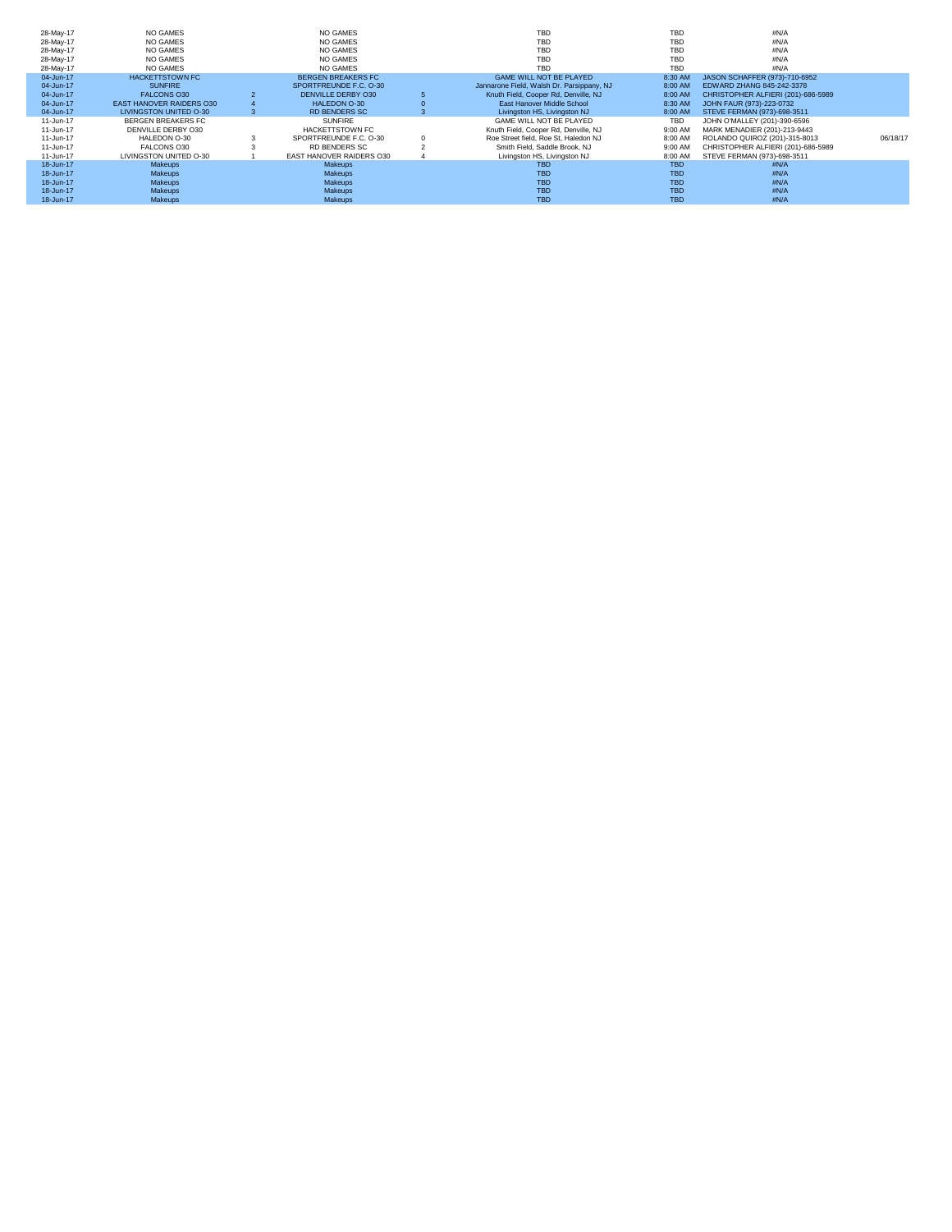| | | | | | | | | | |
|---|---|---|---|---|---|---|---|---|---|
| 28-May-17 | NO GAMES | | NO GAMES | | TBD | TBD | #N/A | |
| 28-May-17 | NO GAMES | | NO GAMES | | TBD | TBD | #N/A | |
| 28-May-17 | NO GAMES | | NO GAMES | | TBD | TBD | #N/A | |
| 28-May-17 | NO GAMES | | NO GAMES | | TBD | TBD | #N/A | |
| 28-May-17 | NO GAMES | | NO GAMES | | TBD | TBD | #N/A | |
| 04-Jun-17 | HACKETTSTOWN FC | | BERGEN BREAKERS FC | | GAME WILL NOT BE PLAYED | 8:30 AM | JASON SCHAFFER (973)-710-6952 | |
| 04-Jun-17 | SUNFIRE | | SPORTFREUNDE F.C. O-30 | | Jannarone Field, Walsh Dr. Parsippany, NJ | 8:00 AM | EDWARD ZHANG 845-242-3378 | |
| 04-Jun-17 | FALCONS O30 | 2 | DENVILLE DERBY O30 | 5 | Knuth Field, Cooper Rd, Denville, NJ | 8:00 AM | CHRISTOPHER ALFIERI (201)-686-5989 | |
| 04-Jun-17 | EAST HANOVER RAIDERS O30 | 4 | HALEDON O-30 | 0 | East Hanover Middle School | 8:30 AM | JOHN FAUR (973)-223-0732 | |
| 04-Jun-17 | LIVINGSTON UNITED O-30 | 3 | RD BENDERS SC | 3 | Livingston HS, Livingston NJ | 8:00 AM | STEVE FERMAN (973)-698-3511 | |
| 11-Jun-17 | BERGEN BREAKERS FC | | SUNFIRE | | GAME WILL NOT BE PLAYED | TBD | JOHN O'MALLEY (201)-390-6596 | |
| 11-Jun-17 | DENVILLE DERBY O30 | | HACKETTSTOWN FC | | Knuth Field, Cooper Rd, Denville, NJ | 9:00 AM | MARK MENADIER (201)-213-9443 | |
| 11-Jun-17 | HALEDON O-30 | 3 | SPORTFREUNDE F.C. O-30 | 0 | Roe Street field, Roe St, Haledon NJ | 8:00 AM | ROLANDO QUIROZ (201)-315-8013 | 06/18/17 |
| 11-Jun-17 | FALCONS O30 | 3 | RD BENDERS SC | 2 | Smith Field, Saddle Brook, NJ | 9:00 AM | CHRISTOPHER ALFIERI (201)-686-5989 | |
| 11-Jun-17 | LIVINGSTON UNITED O-30 | 1 | EAST HANOVER RAIDERS O30 | 4 | Livingston HS, Livingston NJ | 8:00 AM | STEVE FERMAN (973)-698-3511 | |
| 18-Jun-17 | Makeups | | Makeups | | TBD | TBD | #N/A | |
| 18-Jun-17 | Makeups | | Makeups | | TBD | TBD | #N/A | |
| 18-Jun-17 | Makeups | | Makeups | | TBD | TBD | #N/A | |
| 18-Jun-17 | Makeups | | Makeups | | TBD | TBD | #N/A | |
| 18-Jun-17 | Makeups | | Makeups | | TBD | TBD | #N/A | |